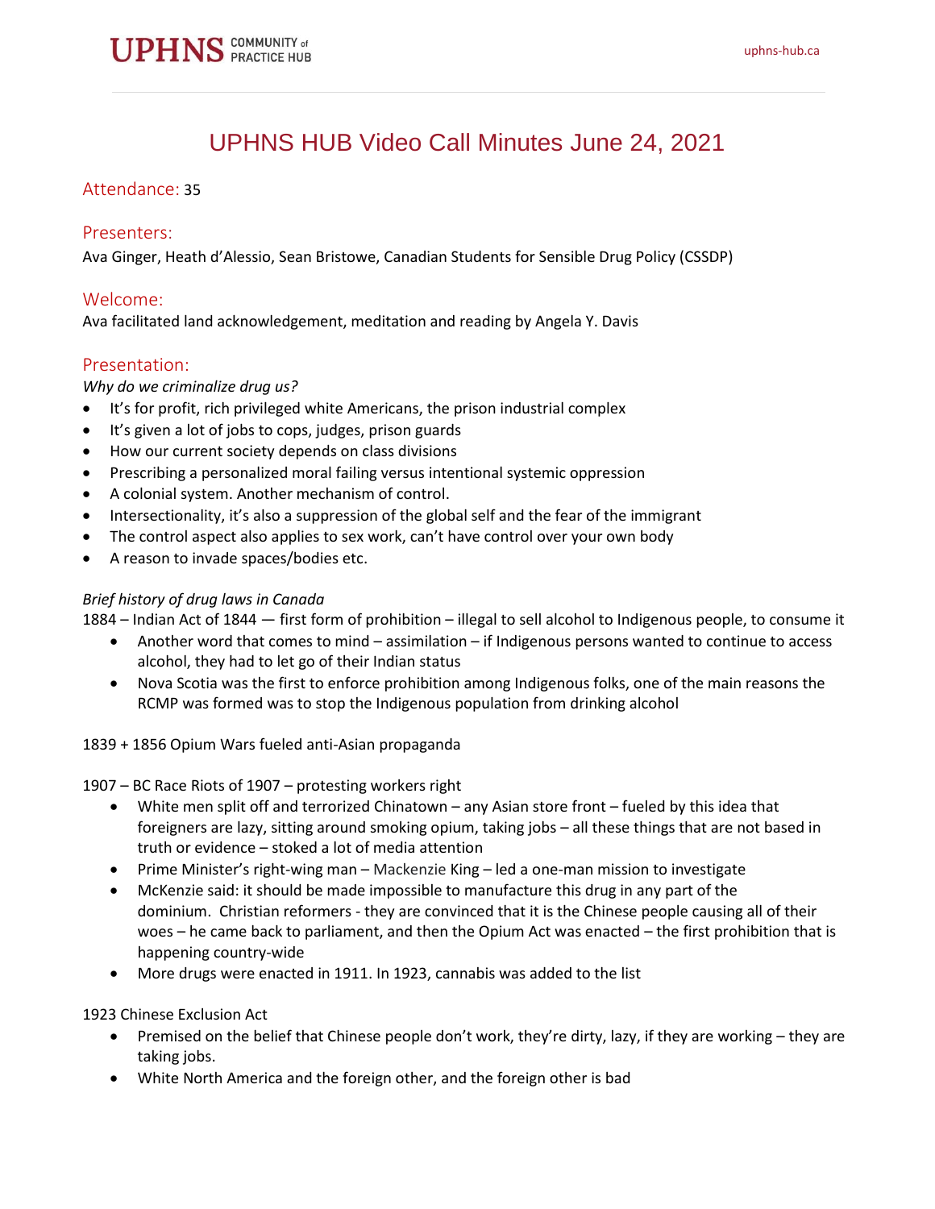# UPHNS HUB Video Call Minutes June 24, 2021

## Attendance: 35

## Presenters:

Ava Ginger, Heath d'Alessio, Sean Bristowe, Canadian Students for Sensible Drug Policy (CSSDP)

## Welcome:

Ava facilitated land acknowledgement, meditation and reading by Angela Y. Davis

## Presentation:

*Why do we criminalize drug us?*

- It's for profit, rich privileged white Americans, the prison industrial complex
- It's given a lot of jobs to cops, judges, prison guards
- How our current society depends on class divisions
- Prescribing a personalized moral failing versus intentional systemic oppression
- A colonial system. Another mechanism of control.
- Intersectionality, it's also a suppression of the global self and the fear of the immigrant
- The control aspect also applies to sex work, can't have control over your own body
- A reason to invade spaces/bodies etc.

*Brief history of drug laws in Canada*

1884 – Indian Act of 1844 — first form of prohibition – illegal to sell alcohol to Indigenous people, to consume it

- Another word that comes to mind – assimilation – if Indigenous persons wanted to continue to access alcohol, they had to let go of their Indian status
- Nova Scotia was the first to enforce prohibition among Indigenous folks, one of the main reasons the RCMP was formed was to stop the Indigenous population from drinking alcohol

1839 + 1856 Opium Wars fueled anti-Asian propaganda

1907 – BC Race Riots of 1907 – protesting workers right

- White men split off and terrorized Chinatown – any Asian store front – fueled by this idea that foreigners are lazy, sitting around smoking opium, taking jobs – all these things that are not based in truth or evidence – stoked a lot of media attention
- Prime Minister's right-wing man – Mackenzie King – led a one-man mission to investigate
- McKenzie said: it should be made impossible to manufacture this drug in any part of the dominium. Christian reformers - they are convinced that it is the Chinese people causing all of their woes – he came back to parliament, and then the Opium Act was enacted – the first prohibition that is happening country-wide
- More drugs were enacted in 1911. In 1923, cannabis was added to the list

1923 Chinese Exclusion Act

- Premised on the belief that Chinese people don't work, they're dirty, lazy, if they are working – they are taking jobs.
- White North America and the foreign other, and the foreign other is bad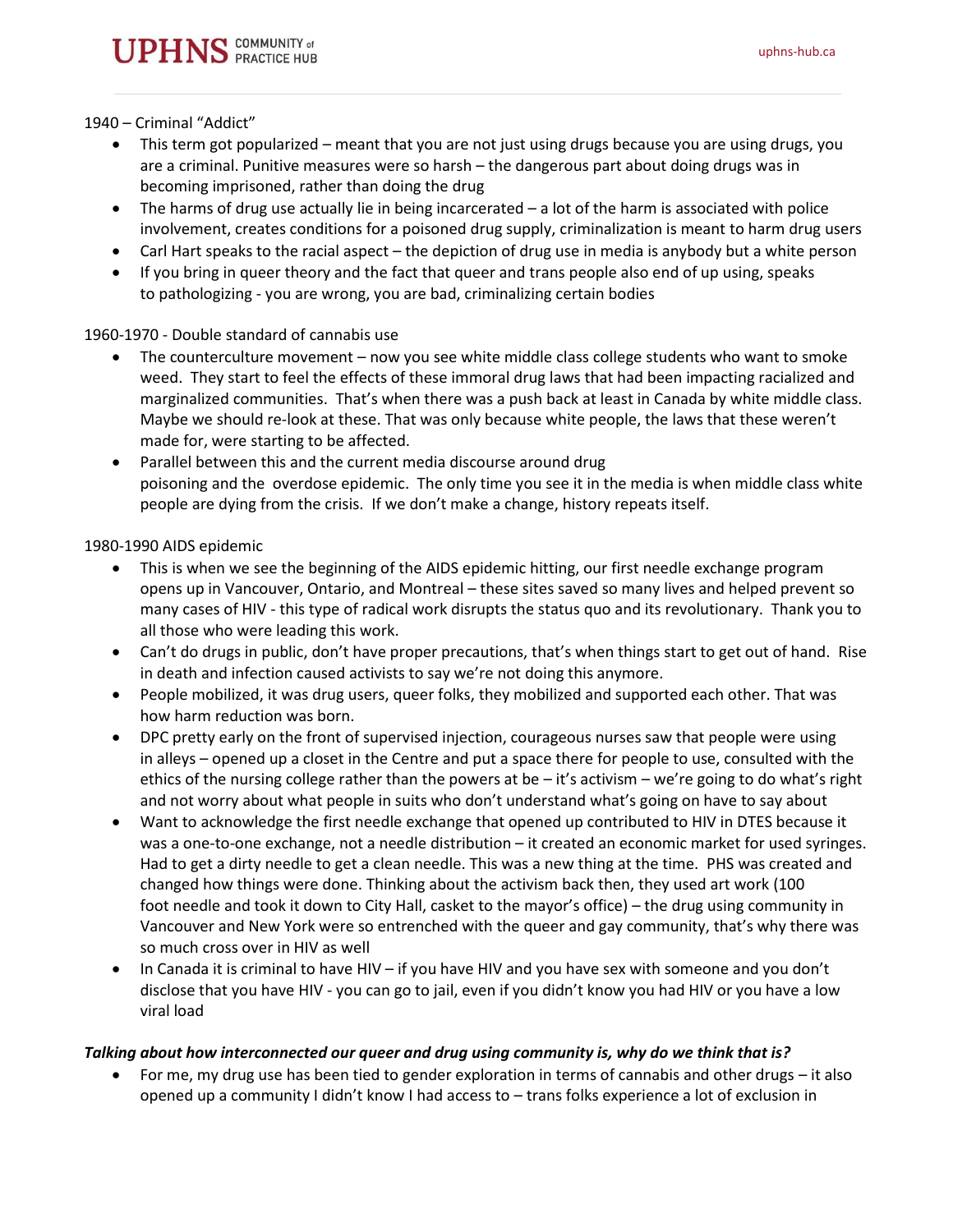1940 – Criminal "Addict"

- This term got popularized – meant that you are not just using drugs because you are using drugs, you are a criminal. Punitive measures were so harsh – the dangerous part about doing drugs was in becoming imprisoned, rather than doing the drug
- The harms of drug use actually lie in being incarcerated – a lot of the harm is associated with police involvement, creates conditions for a poisoned drug supply, criminalization is meant to harm drug users
- Carl Hart speaks to the racial aspect – the depiction of drug use in media is anybody but a white person
- If you bring in queer theory and the fact that queer and trans people also end of up using, speaks to pathologizing - you are wrong, you are bad, criminalizing certain bodies

1960-1970 - Double standard of cannabis use

- The counterculture movement – now you see white middle class college students who want to smoke weed. They start to feel the effects of these immoral drug laws that had been impacting racialized and marginalized communities. That's when there was a push back at least in Canada by white middle class. Maybe we should re-look at these. That was only because white people, the laws that these weren't made for, were starting to be affected.
- Parallel between this and the current media discourse around drug poisoning and the overdose epidemic. The only time you see it in the media is when middle class white people are dying from the crisis. If we don't make a change, history repeats itself.

1980-1990 AIDS epidemic

- This is when we see the beginning of the AIDS epidemic hitting, our first needle exchange program opens up in Vancouver, Ontario, and Montreal – these sites saved so many lives and helped prevent so many cases of HIV - this type of radical work disrupts the status quo and its revolutionary. Thank you to all those who were leading this work.
- Can't do drugs in public, don't have proper precautions, that's when things start to get out of hand. Rise in death and infection caused activists to say we're not doing this anymore.
- People mobilized, it was drug users, queer folks, they mobilized and supported each other. That was how harm reduction was born.
- DPC pretty early on the front of supervised injection, courageous nurses saw that people were using in alleys – opened up a closet in the Centre and put a space there for people to use, consulted with the ethics of the nursing college rather than the powers at be – it's activism – we're going to do what's right and not worry about what people in suits who don't understand what's going on have to say about
- Want to acknowledge the first needle exchange that opened up contributed to HIV in DTES because it was a one-to-one exchange, not a needle distribution – it created an economic market for used syringes. Had to get a dirty needle to get a clean needle. This was a new thing at the time. PHS was created and changed how things were done. Thinking about the activism back then, they used art work (100 foot needle and took it down to City Hall, casket to the mayor's office) – the drug using community in Vancouver and New York were so entrenched with the queer and gay community, that's why there was so much cross over in HIV as well
- In Canada it is criminal to have HIV – if you have HIV and you have sex with someone and you don't disclose that you have HIV - you can go to jail, even if you didn't know you had HIV or you have a low viral load

***Talking about how interconnected our queer and drug using community is, why do we think that is?***

- For me, my drug use has been tied to gender exploration in terms of cannabis and other drugs – it also opened up a community I didn't know I had access to – trans folks experience a lot of exclusion in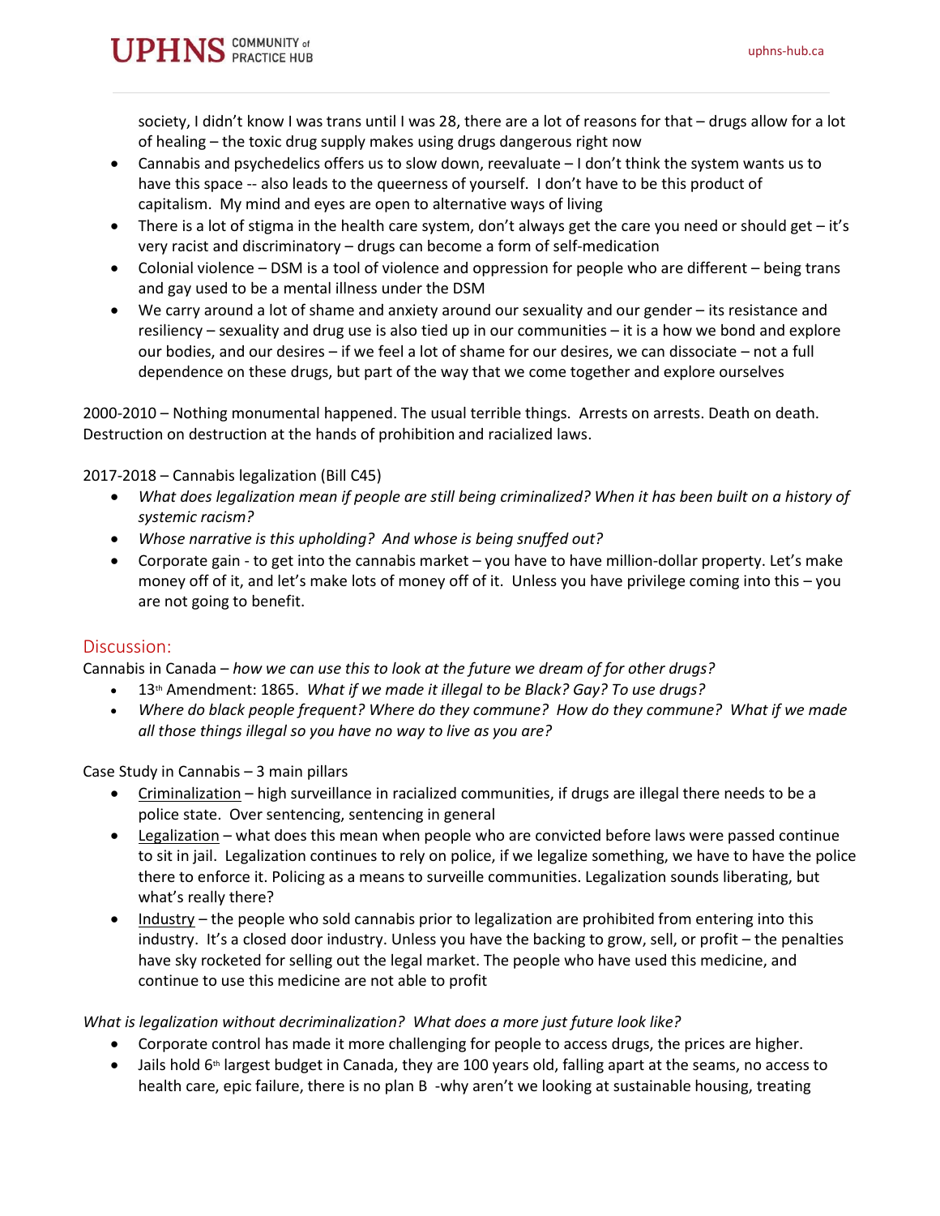society, I didn't know I was trans until I was 28, there are a lot of reasons for that – drugs allow for a lot of healing – the toxic drug supply makes using drugs dangerous right now

- Cannabis and psychedelics offers us to slow down, reevaluate – I don't think the system wants us to have this space -- also leads to the queerness of yourself. I don't have to be this product of capitalism. My mind and eyes are open to alternative ways of living
- There is a lot of stigma in the health care system, don't always get the care you need or should get – it's very racist and discriminatory – drugs can become a form of self-medication
- Colonial violence – DSM is a tool of violence and oppression for people who are different – being trans and gay used to be a mental illness under the DSM
- We carry around a lot of shame and anxiety around our sexuality and our gender – its resistance and resiliency – sexuality and drug use is also tied up in our communities – it is a how we bond and explore our bodies, and our desires – if we feel a lot of shame for our desires, we can dissociate – not a full dependence on these drugs, but part of the way that we come together and explore ourselves

2000-2010 – Nothing monumental happened. The usual terrible things. Arrests on arrests. Death on death. Destruction on destruction at the hands of prohibition and racialized laws.

2017-2018 – Cannabis legalization (Bill C45)

- *What does legalization mean if people are still being criminalized? When it has been built on a history of systemic racism?*
- *Whose narrative is this upholding? And whose is being snuffed out?*
- Corporate gain - to get into the cannabis market – you have to have million-dollar property. Let's make money off of it, and let's make lots of money off of it. Unless you have privilege coming into this – you are not going to benefit.

## Discussion:

Cannabis in Canada – *how we can use this to look at the future we dream of for other drugs?*

- 13th Amendment: 1865. *What if we made it illegal to be Black? Gay? To use drugs?*
- *Where do black people frequent? Where do they commune? How do they commune? What if we made all those things illegal so you have no way to live as you are?*

Case Study in Cannabis – 3 main pillars

- Criminalization – high surveillance in racialized communities, if drugs are illegal there needs to be a police state. Over sentencing, sentencing in general
- Legalization – what does this mean when people who are convicted before laws were passed continue to sit in jail. Legalization continues to rely on police, if we legalize something, we have to have the police there to enforce it. Policing as a means to surveille communities. Legalization sounds liberating, but what's really there?
- Industry – the people who sold cannabis prior to legalization are prohibited from entering into this industry. It's a closed door industry. Unless you have the backing to grow, sell, or profit – the penalties have sky rocketed for selling out the legal market. The people who have used this medicine, and continue to use this medicine are not able to profit

*What is legalization without decriminalization? What does a more just future look like?*

- Corporate control has made it more challenging for people to access drugs, the prices are higher.
- Jails hold 6th largest budget in Canada, they are 100 years old, falling apart at the seams, no access to health care, epic failure, there is no plan B -why aren't we looking at sustainable housing, treating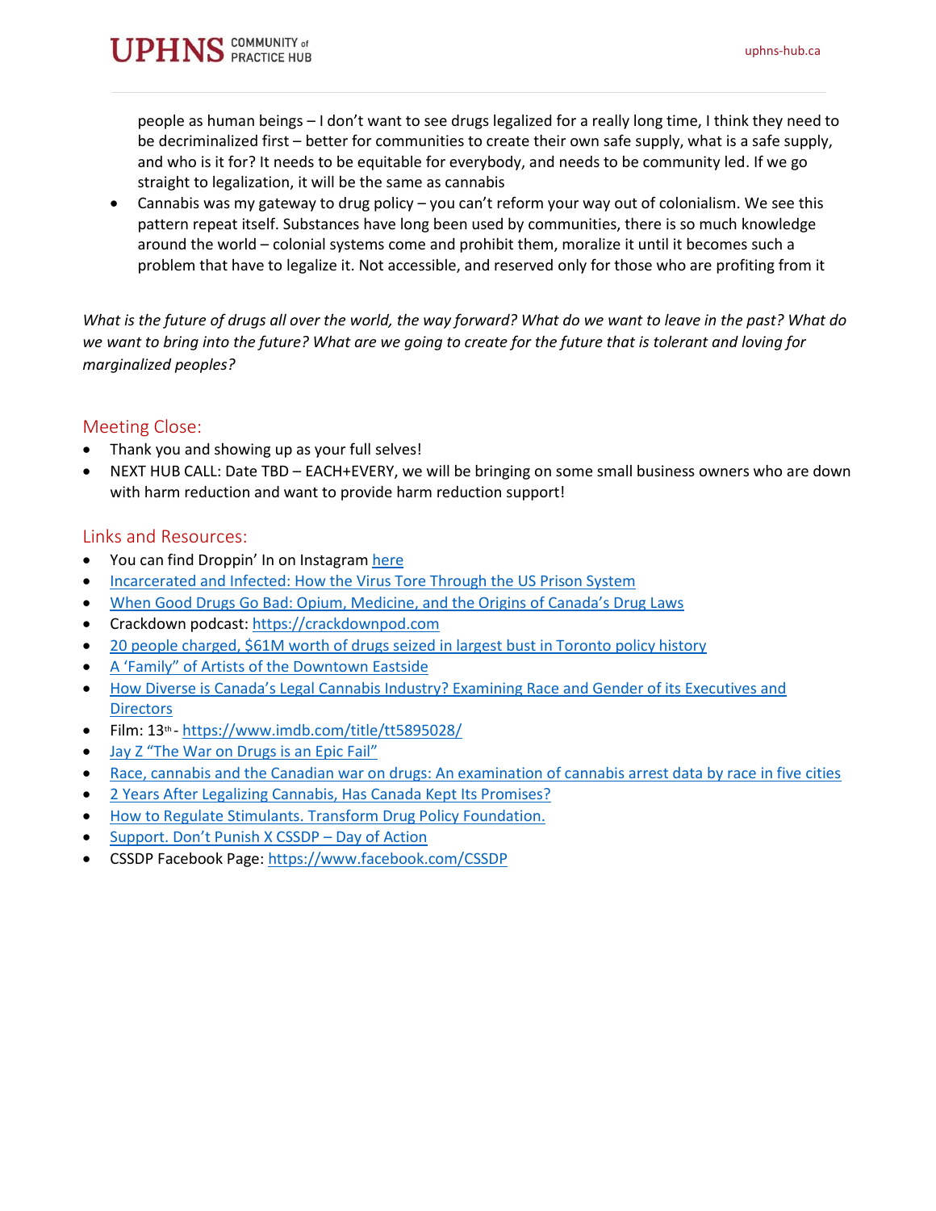people as human beings – I don't want to see drugs legalized for a really long time, I think they need to be decriminalized first – better for communities to create their own safe supply, what is a safe supply, and who is it for? It needs to be equitable for everybody, and needs to be community led. If we go straight to legalization, it will be the same as cannabis

- Cannabis was my gateway to drug policy – you can't reform your way out of colonialism. We see this pattern repeat itself. Substances have long been used by communities, there is so much knowledge around the world – colonial systems come and prohibit them, moralize it until it becomes such a problem that have to legalize it. Not accessible, and reserved only for those who are profiting from it

*What is the future of drugs all over the world, the way forward? What do we want to leave in the past? What do we want to bring into the future? What are we going to create for the future that is tolerant and loving for marginalized peoples?*

## Meeting Close:

- Thank you and showing up as your full selves!
- NEXT HUB CALL: Date TBD – EACH+EVERY, we will be bringing on some small business owners who are down with harm reduction and want to provide harm reduction support!

## Links and Resources:

- You can find Droppin' In on Instagram here
- Incarcerated and Infected: How the Virus Tore Through the US Prison System
- When Good Drugs Go Bad: Opium, Medicine, and the Origins of Canada's Drug Laws
- Crackdown podcast: https://crackdownpod.com
- 20 people charged, $61M worth of drugs seized in largest bust in Toronto policy history
- A 'Family" of Artists of the Downtown Eastside
- How Diverse is Canada's Legal Cannabis Industry? Examining Race and Gender of its Executives and Directors
- Film: 13th - https://www.imdb.com/title/tt5895028/
- Jay Z "The War on Drugs is an Epic Fail"
- Race, cannabis and the Canadian war on drugs: An examination of cannabis arrest data by race in five cities
- 2 Years After Legalizing Cannabis, Has Canada Kept Its Promises?
- How to Regulate Stimulants. Transform Drug Policy Foundation.
- Support. Don't Punish X CSSDP – Day of Action
- CSSDP Facebook Page: https://www.facebook.com/CSSDP